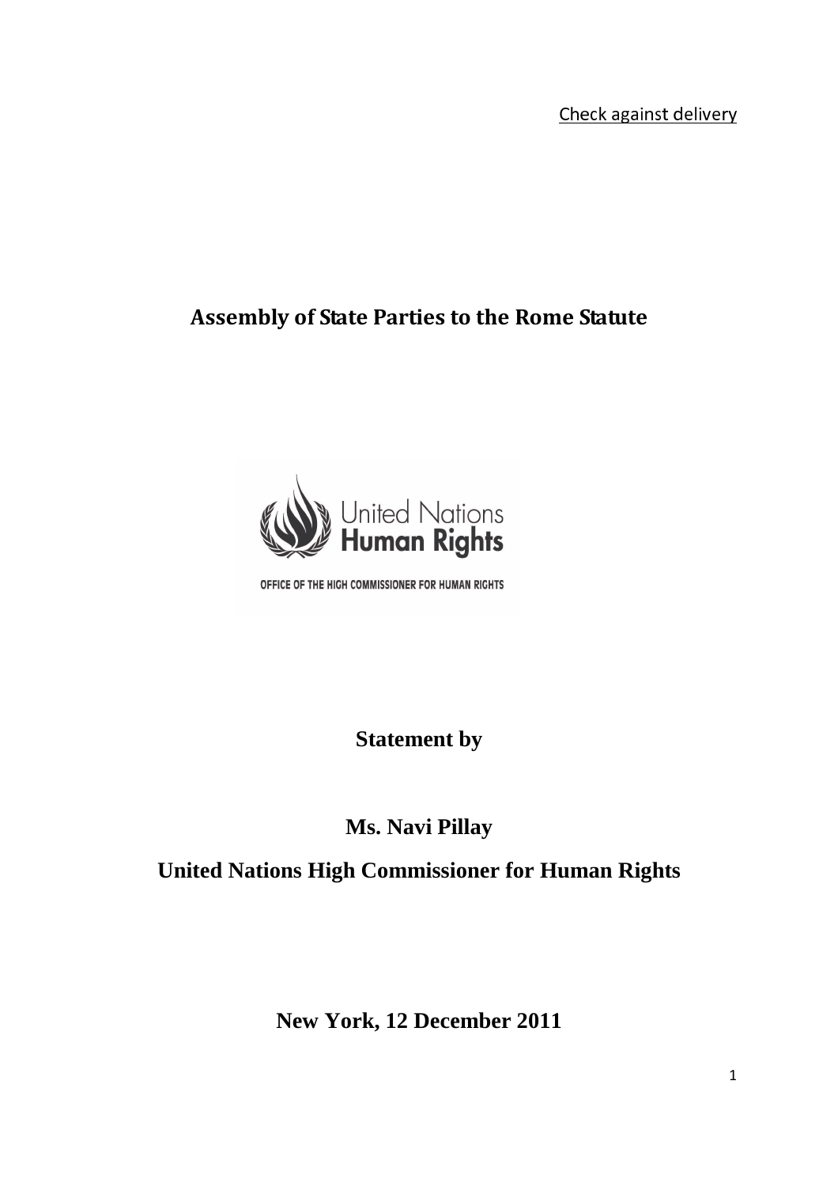Check against delivery

# Assembly of State Parties to the Rome Statute

United Nations
Human Rights

OFFICE OF THE HIGH COMMISSIONER FOR HUMAN RIGHTS

**Statement by**

**Ms. Navi Pillay**

**United Nations High Commissioner for Human Rights**

**New York, 12 December 2011**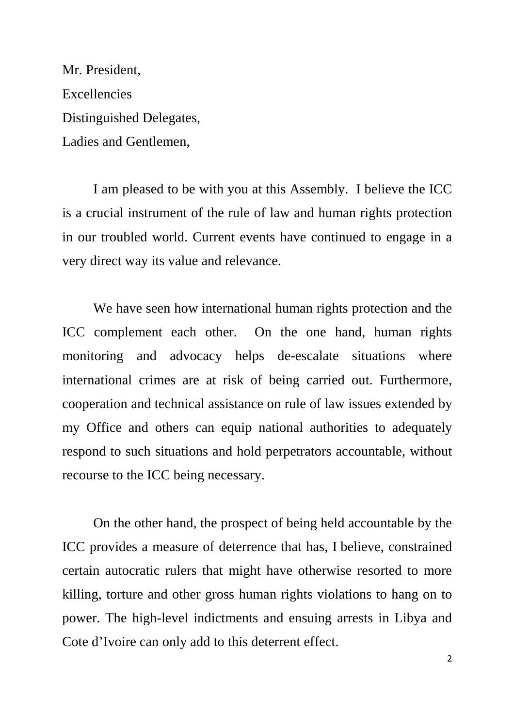Mr. President,

Excellencies

Distinguished Delegates,

Ladies and Gentlemen,

I am pleased to be with you at this Assembly. I believe the ICC is a crucial instrument of the rule of law and human rights protection in our troubled world. Current events have continued to engage in a very direct way its value and relevance.

We have seen how international human rights protection and the ICC complement each other. On the one hand, human rights monitoring and advocacy helps de-escalate situations where international crimes are at risk of being carried out. Furthermore, cooperation and technical assistance on rule of law issues extended by my Office and others can equip national authorities to adequately respond to such situations and hold perpetrators accountable, without recourse to the ICC being necessary.

On the other hand, the prospect of being held accountable by the ICC provides a measure of deterrence that has, I believe, constrained certain autocratic rulers that might have otherwise resorted to more killing, torture and other gross human rights violations to hang on to power. The high-level indictments and ensuing arrests in Libya and Cote d'Ivoire can only add to this deterrent effect.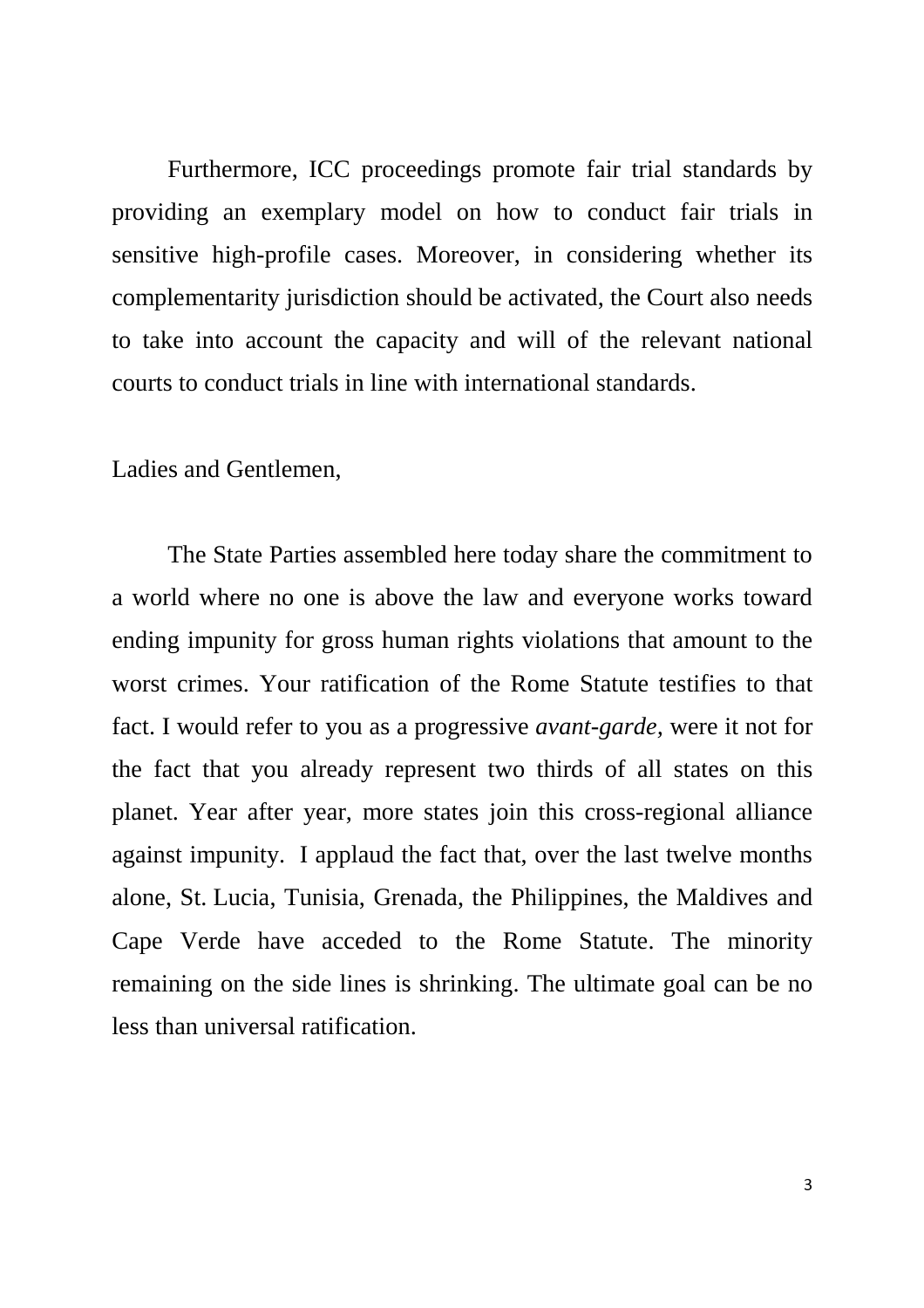Furthermore, ICC proceedings promote fair trial standards by providing an exemplary model on how to conduct fair trials in sensitive high-profile cases. Moreover, in considering whether its complementarity jurisdiction should be activated, the Court also needs to take into account the capacity and will of the relevant national courts to conduct trials in line with international standards.

Ladies and Gentlemen,

The State Parties assembled here today share the commitment to a world where no one is above the law and everyone works toward ending impunity for gross human rights violations that amount to the worst crimes. Your ratification of the Rome Statute testifies to that fact. I would refer to you as a progressive *avant-garde*, were it not for the fact that you already represent two thirds of all states on this planet. Year after year, more states join this cross-regional alliance against impunity. I applaud the fact that, over the last twelve months alone, St. Lucia, Tunisia, Grenada, the Philippines, the Maldives and Cape Verde have acceded to the Rome Statute. The minority remaining on the side lines is shrinking. The ultimate goal can be no less than universal ratification.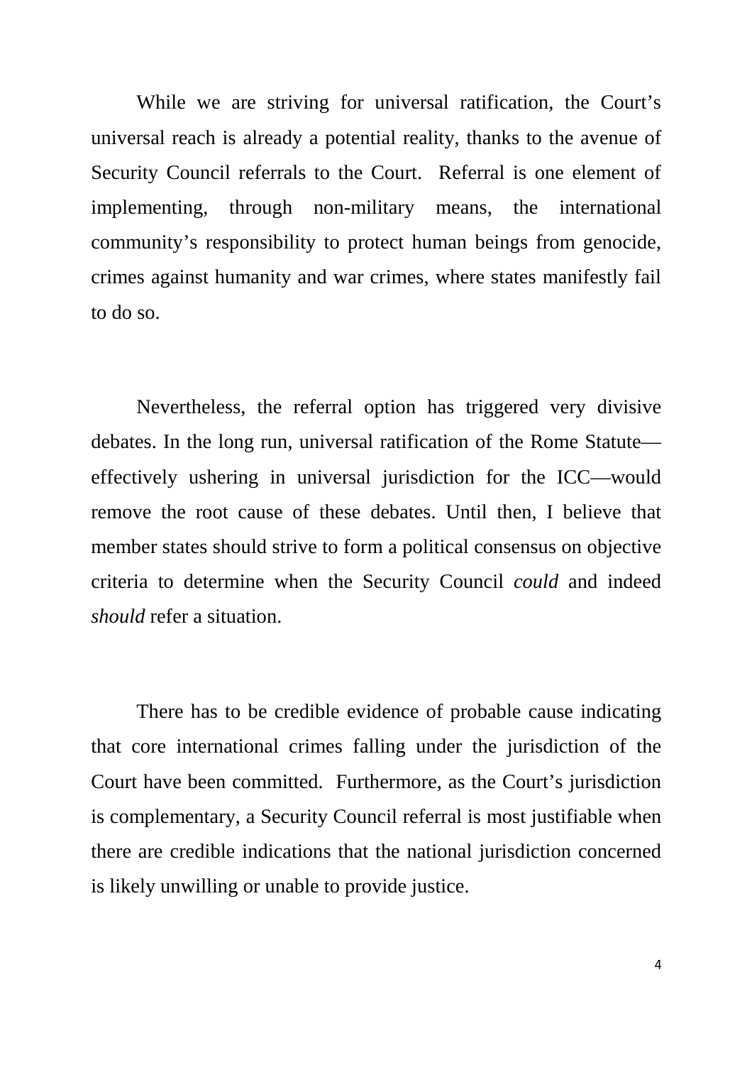While we are striving for universal ratification, the Court's universal reach is already a potential reality, thanks to the avenue of Security Council referrals to the Court. Referral is one element of implementing, through non-military means, the international community's responsibility to protect human beings from genocide, crimes against humanity and war crimes, where states manifestly fail to do so.

Nevertheless, the referral option has triggered very divisive debates. In the long run, universal ratification of the Rome Statute—effectively ushering in universal jurisdiction for the ICC—would remove the root cause of these debates. Until then, I believe that member states should strive to form a political consensus on objective criteria to determine when the Security Council *could* and indeed *should* refer a situation.

There has to be credible evidence of probable cause indicating that core international crimes falling under the jurisdiction of the Court have been committed. Furthermore, as the Court's jurisdiction is complementary, a Security Council referral is most justifiable when there are credible indications that the national jurisdiction concerned is likely unwilling or unable to provide justice.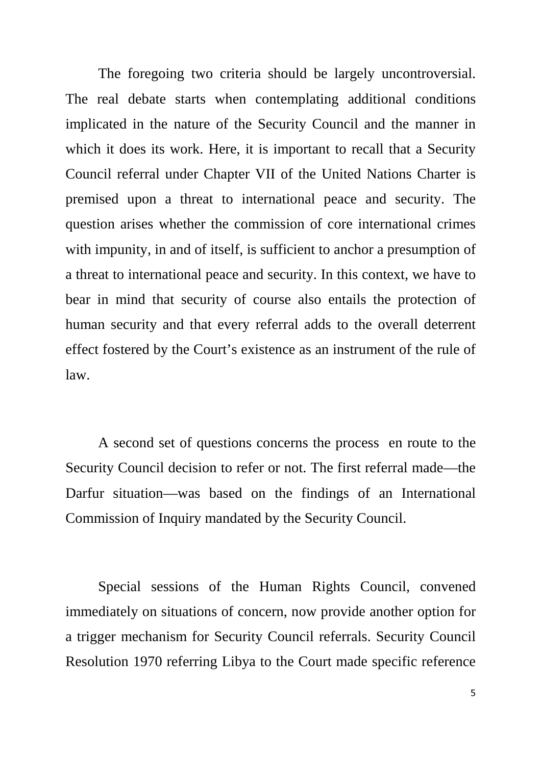The foregoing two criteria should be largely uncontroversial. The real debate starts when contemplating additional conditions implicated in the nature of the Security Council and the manner in which it does its work. Here, it is important to recall that a Security Council referral under Chapter VII of the United Nations Charter is premised upon a threat to international peace and security. The question arises whether the commission of core international crimes with impunity, in and of itself, is sufficient to anchor a presumption of a threat to international peace and security. In this context, we have to bear in mind that security of course also entails the protection of human security and that every referral adds to the overall deterrent effect fostered by the Court's existence as an instrument of the rule of law.

A second set of questions concerns the process en route to the Security Council decision to refer or not. The first referral made—the Darfur situation—was based on the findings of an International Commission of Inquiry mandated by the Security Council.

Special sessions of the Human Rights Council, convened immediately on situations of concern, now provide another option for a trigger mechanism for Security Council referrals. Security Council Resolution 1970 referring Libya to the Court made specific reference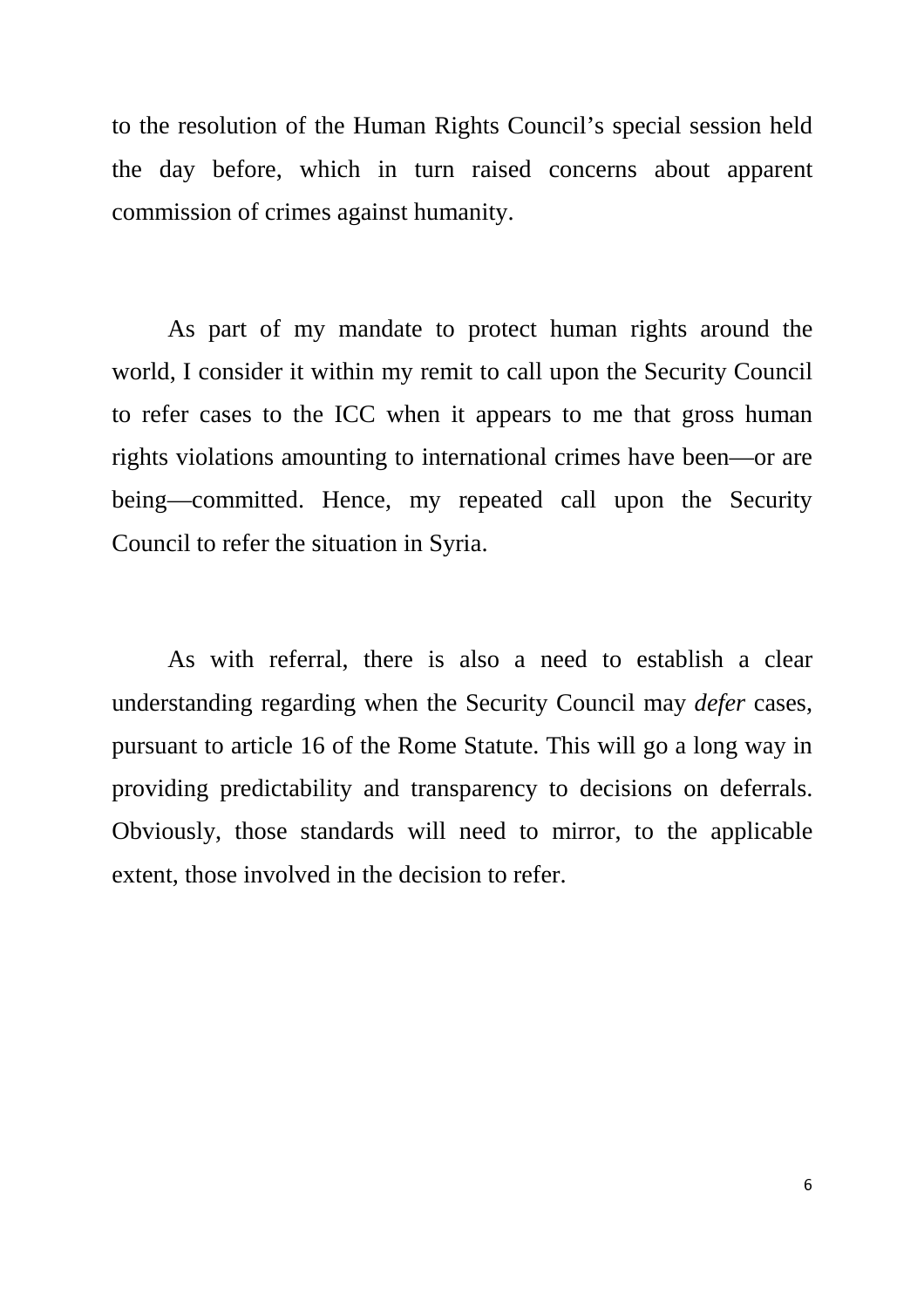to the resolution of the Human Rights Council's special session held the day before, which in turn raised concerns about apparent commission of crimes against humanity.

As part of my mandate to protect human rights around the world, I consider it within my remit to call upon the Security Council to refer cases to the ICC when it appears to me that gross human rights violations amounting to international crimes have been—or are being—committed. Hence, my repeated call upon the Security Council to refer the situation in Syria.

As with referral, there is also a need to establish a clear understanding regarding when the Security Council may *defer* cases, pursuant to article 16 of the Rome Statute. This will go a long way in providing predictability and transparency to decisions on deferrals. Obviously, those standards will need to mirror, to the applicable extent, those involved in the decision to refer.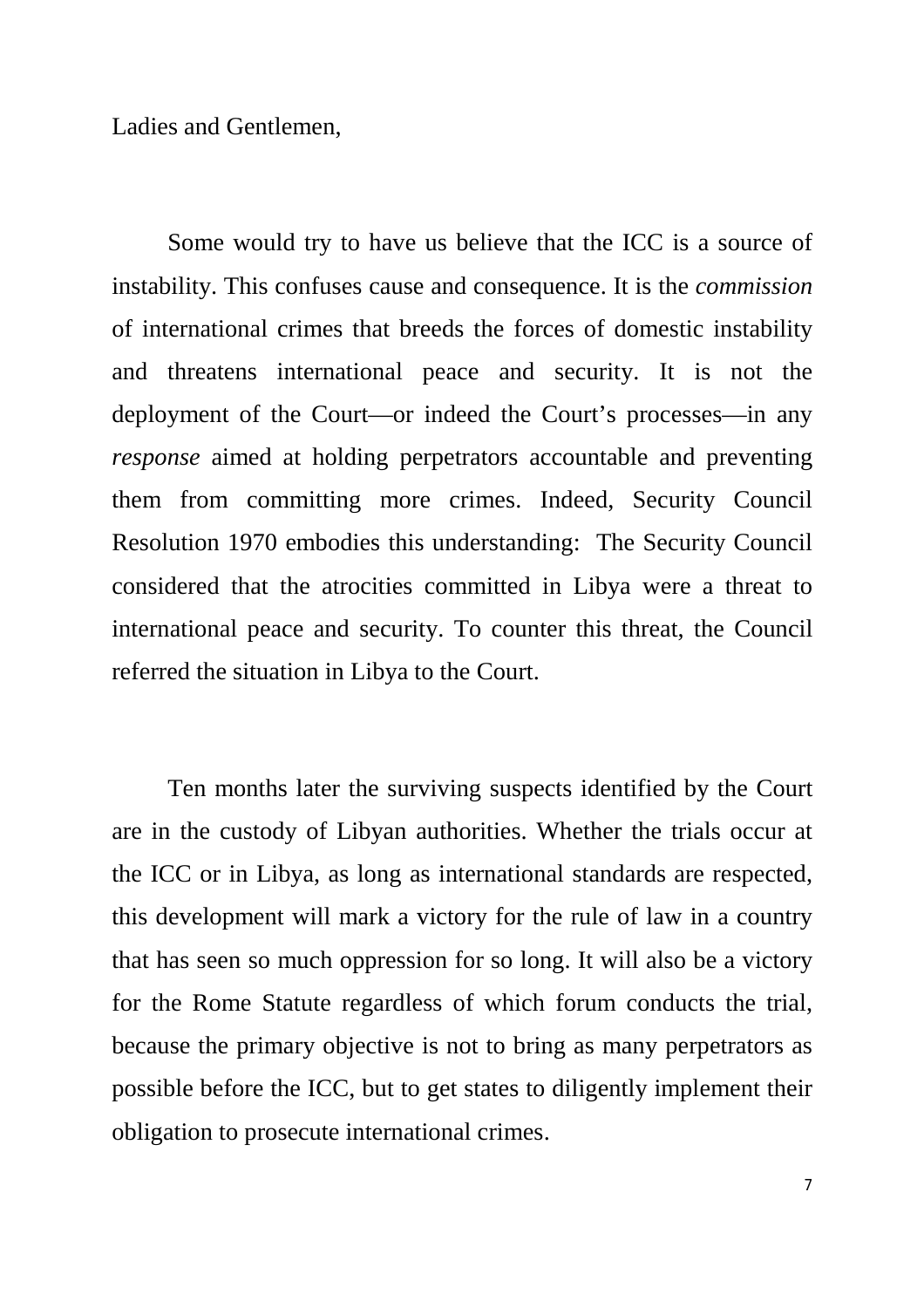Ladies and Gentlemen,

Some would try to have us believe that the ICC is a source of instability. This confuses cause and consequence. It is the *commission* of international crimes that breeds the forces of domestic instability and threatens international peace and security. It is not the deployment of the Court—or indeed the Court's processes—in any *response* aimed at holding perpetrators accountable and preventing them from committing more crimes. Indeed, Security Council Resolution 1970 embodies this understanding: The Security Council considered that the atrocities committed in Libya were a threat to international peace and security. To counter this threat, the Council referred the situation in Libya to the Court.

Ten months later the surviving suspects identified by the Court are in the custody of Libyan authorities. Whether the trials occur at the ICC or in Libya, as long as international standards are respected, this development will mark a victory for the rule of law in a country that has seen so much oppression for so long. It will also be a victory for the Rome Statute regardless of which forum conducts the trial, because the primary objective is not to bring as many perpetrators as possible before the ICC, but to get states to diligently implement their obligation to prosecute international crimes.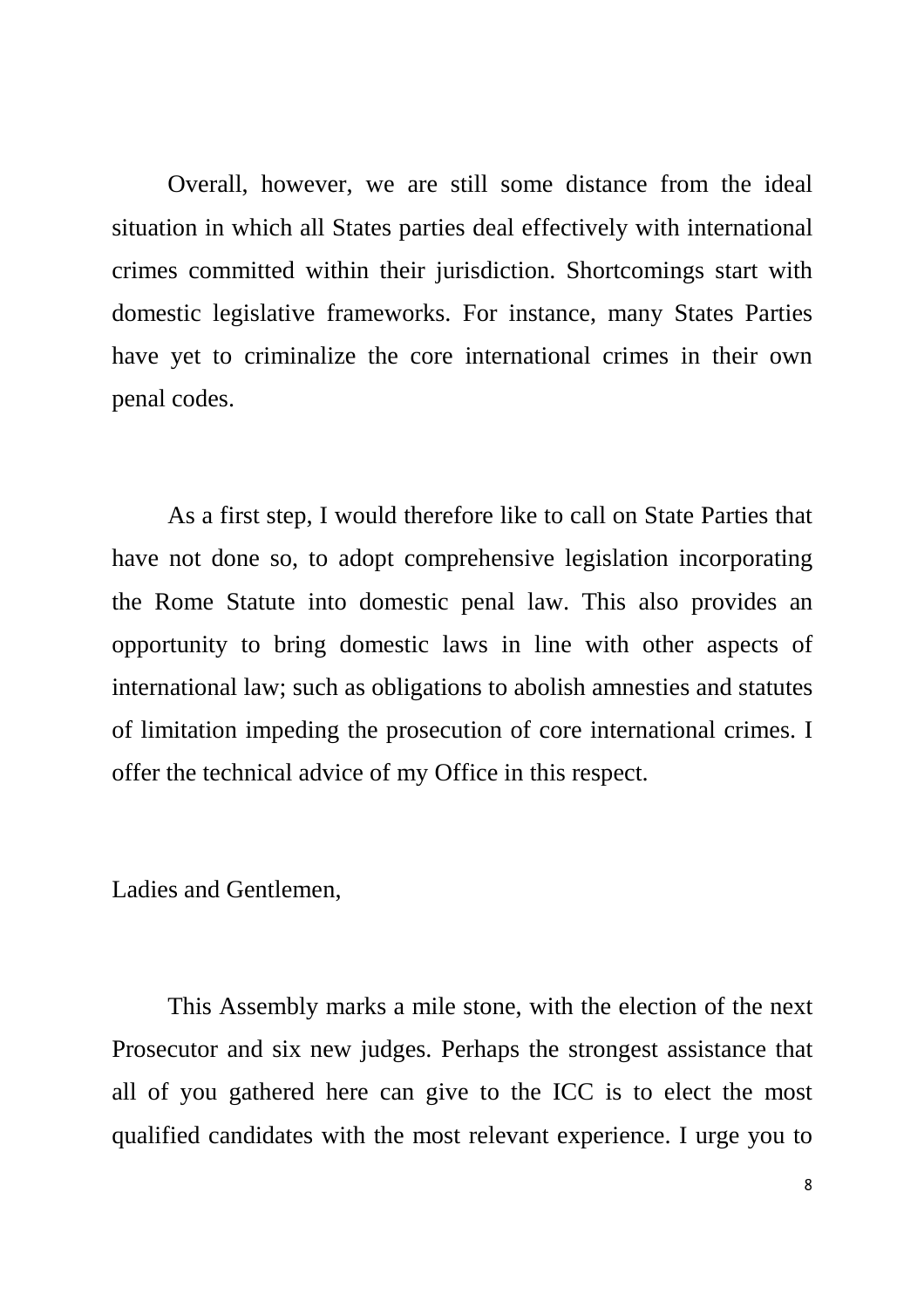Overall, however, we are still some distance from the ideal situation in which all States parties deal effectively with international crimes committed within their jurisdiction. Shortcomings start with domestic legislative frameworks. For instance, many States Parties have yet to criminalize the core international crimes in their own penal codes.

As a first step, I would therefore like to call on State Parties that have not done so, to adopt comprehensive legislation incorporating the Rome Statute into domestic penal law. This also provides an opportunity to bring domestic laws in line with other aspects of international law; such as obligations to abolish amnesties and statutes of limitation impeding the prosecution of core international crimes. I offer the technical advice of my Office in this respect.

Ladies and Gentlemen,

This Assembly marks a mile stone, with the election of the next Prosecutor and six new judges. Perhaps the strongest assistance that all of you gathered here can give to the ICC is to elect the most qualified candidates with the most relevant experience. I urge you to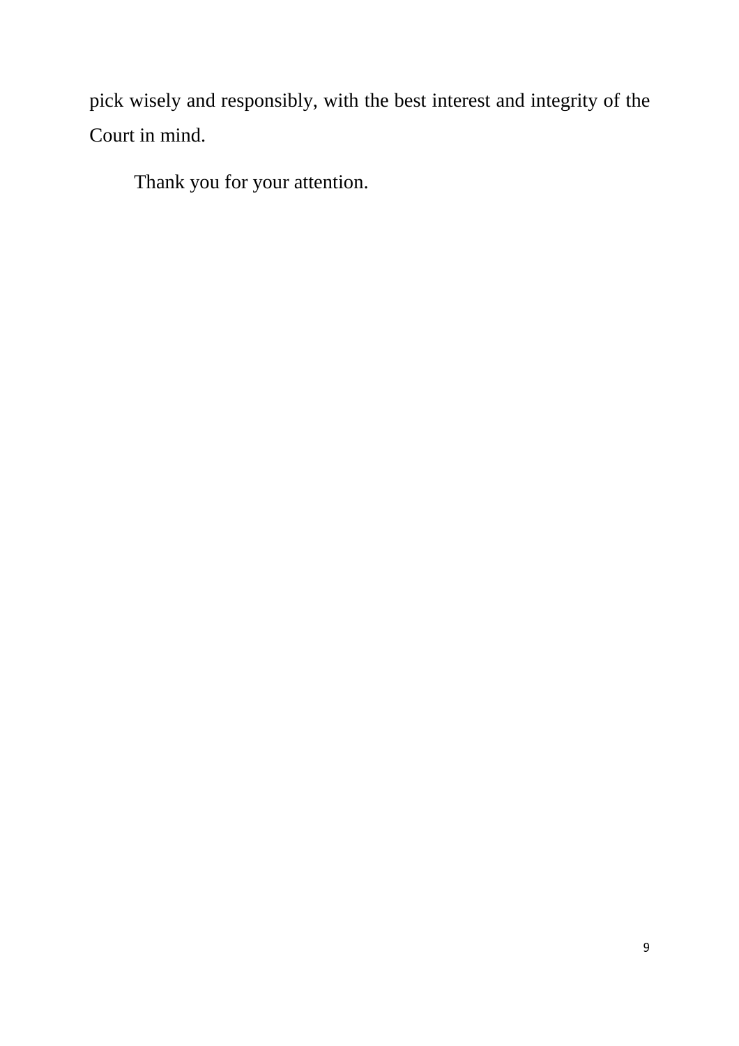pick wisely and responsibly, with the best interest and integrity of the Court in mind.

Thank you for your attention.